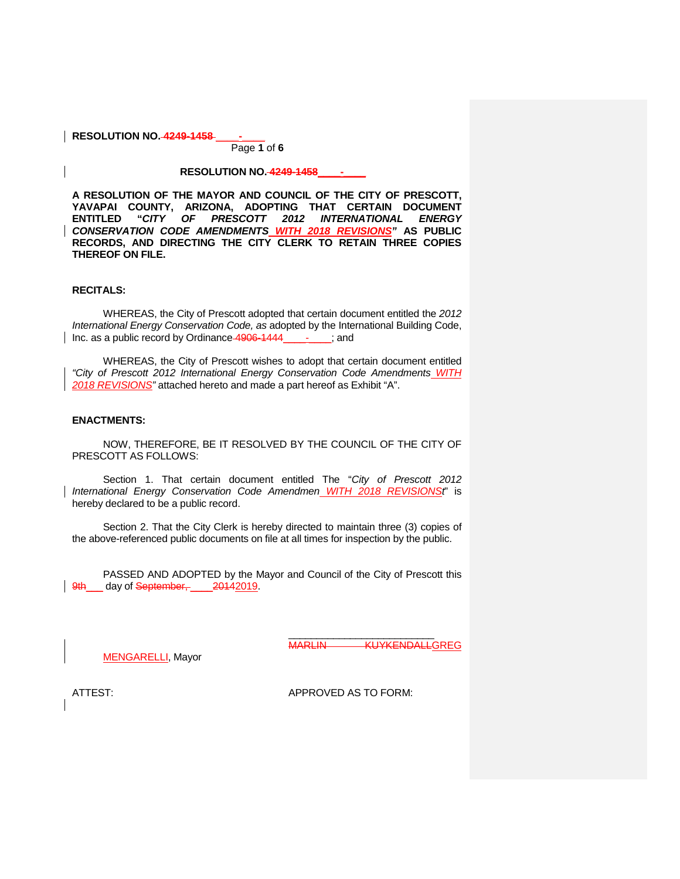**RESOLUTION NO. ~~4249-1458~~ ____-____**

**RESOLUTION NO. ~~4249-1458~~ ____-____**

**A RESOLUTION OF THE MAYOR AND COUNCIL OF THE CITY OF PRESCOTT, YAVAPAI COUNTY, ARIZONA, ADOPTING THAT CERTAIN DOCUMENT ENTITLED "*CITY OF PRESCOTT 2012 INTERNATIONAL ENERGY CONSERVATION CODE AMENDMENTS WITH 2018 REVISIONS*" AS PUBLIC RECORDS, AND DIRECTING THE CITY CLERK TO RETAIN THREE COPIES THEREOF ON FILE.**

**RECITALS:**

WHEREAS, the City of Prescott adopted that certain document entitled the *2012 International Energy Conservation Code, as* adopted by the International Building Code, Inc. as a public record by Ordinance ~~4906-1444~~ ____-____; and

WHEREAS, the City of Prescott wishes to adopt that certain document entitled *"City of Prescott 2012 International Energy Conservation Code Amendments WITH 2018 REVISIONS"* attached hereto and made a part hereof as Exhibit "A".

**ENACTMENTS:**

NOW, THEREFORE, BE IT RESOLVED BY THE COUNCIL OF THE CITY OF PRESCOTT AS FOLLOWS:

Section 1. That certain document entitled The "*City of Prescott 2012 International Energy Conservation Code Amendmen WITH 2018 REVISIONSt*" is hereby declared to be a public record.

Section 2. That the City Clerk is hereby directed to maintain three (3) copies of the above-referenced public documents on file at all times for inspection by the public.

PASSED AND ADOPTED by the Mayor and Council of the City of Prescott this ~~9th~~ ___ day of ~~September,~~ ____ ~~2014~~2019.

___________________________
~~MARLIN KUYKENDALL~~GREG MENGARELLI, Mayor

ATTEST:

APPROVED AS TO FORM: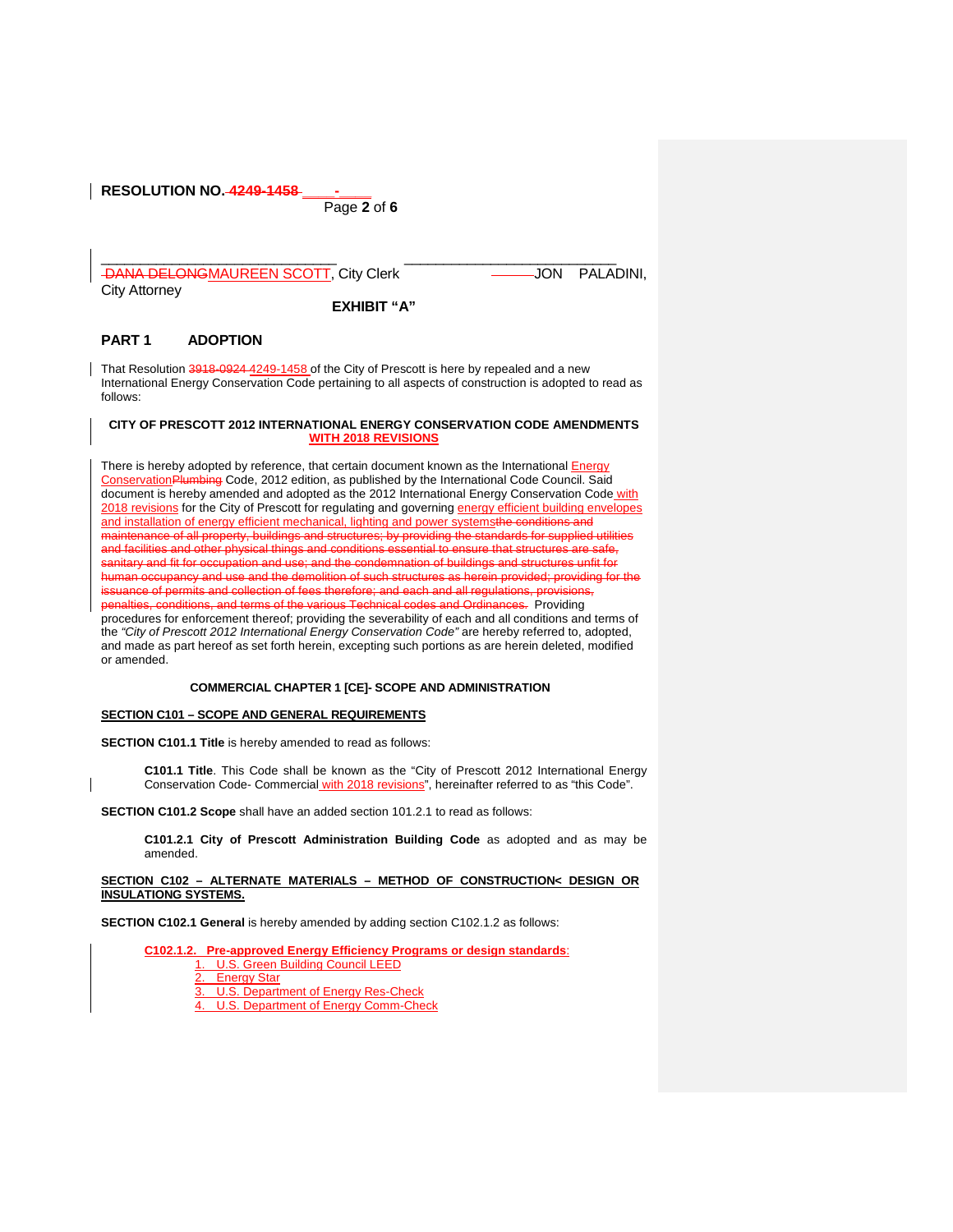**RESOLUTION NO. ~~4249-1458~~ ____-____**

______________________________ ______________________________
~~DANA DELONG~~MAUREEN SCOTT, City Clerk JON PALADINI, City Attorney

**EXHIBIT "A"**

## PART 1 ADOPTION

That Resolution ~~3918-0924~~ 4249-1458 of the City of Prescott is here by repealed and a new International Energy Conservation Code pertaining to all aspects of construction is adopted to read as follows:

**CITY OF PRESCOTT 2012 INTERNATIONAL ENERGY CONSERVATION CODE AMENDMENTS WITH 2018 REVISIONS**

There is hereby adopted by reference, that certain document known as the International Energy Conservation~~Plumbing~~ Code, 2012 edition, as published by the International Code Council. Said document is hereby amended and adopted as the 2012 International Energy Conservation Code with 2018 revisions for the City of Prescott for regulating and governing energy efficient building envelopes and installation of energy efficient mechanical, lighting and power systems~~the conditions and maintenance of all property, buildings and structures; by providing the standards for supplied utilities and facilities and other physical things and conditions essential to ensure that structures are safe, sanitary and fit for occupation and use; and the condemnation of buildings and structures unfit for human occupancy and use and the demolition of such structures as herein provided; providing for the issuance of permits and collection of fees therefore; and each and all regulations, provisions, penalties, conditions, and terms of the various Technical codes and Ordinances.~~ Providing procedures for enforcement thereof; providing the severability of each and all conditions and terms of the *"City of Prescott 2012 International Energy Conservation Code"* are hereby referred to, adopted, and made as part hereof as set forth herein, excepting such portions as are herein deleted, modified or amended.

**COMMERCIAL CHAPTER 1 [CE]- SCOPE AND ADMINISTRATION**

**SECTION C101 – SCOPE AND GENERAL REQUIREMENTS**

**SECTION C101.1 Title** is hereby amended to read as follows:

> **C101.1 Title**. This Code shall be known as the "City of Prescott 2012 International Energy Conservation Code- Commercial with 2018 revisions", hereinafter referred to as "this Code".

**SECTION C101.2 Scope** shall have an added section 101.2.1 to read as follows:

> **C101.2.1 City of Prescott Administration Building Code** as adopted and as may be amended.

**SECTION C102 – ALTERNATE MATERIALS – METHOD OF CONSTRUCTION< DESIGN OR INSULATIONG SYSTEMS.**

**SECTION C102.1 General** is hereby amended by adding section C102.1.2 as follows:

> **C102.1.2. Pre-approved Energy Efficiency Programs or design standards**:
>
> 1. U.S. Green Building Council LEED
> 2. Energy Star
> 3. U.S. Department of Energy Res-Check
> 4. U.S. Department of Energy Comm-Check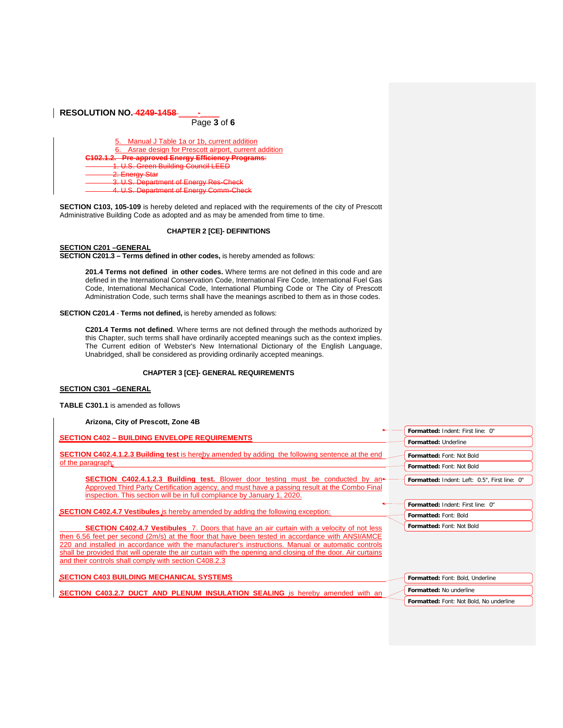**RESOLUTION NO. ~~4249-1458~~ \_\_\_\_-\_\_\_\_**

5. Manual J Table 1a or 1b, current addition
6. Asrae design for Prescott airport, current addition

~~**C102.1.2. Pre-approved Energy Efficiency Programs:**~~

~~1. U.S. Green Building Council LEED~~
~~2. Energy Star~~
~~3. U.S. Department of Energy Res-Check~~
~~4. U.S. Department of Energy Comm-Check~~

**SECTION C103, 105-109** is hereby deleted and replaced with the requirements of the city of Prescott Administrative Building Code as adopted and as may be amended from time to time.

## CHAPTER 2 [CE]- DEFINITIONS

**SECTION C201 –GENERAL**

**SECTION C201.3 – Terms defined in other codes,** is hereby amended as follows:

> **201.4 Terms not defined in other codes.** Where terms are not defined in this code and are defined in the International Conservation Code, International Fire Code, International Fuel Gas Code, International Mechanical Code, International Plumbing Code or The City of Prescott Administration Code, such terms shall have the meanings ascribed to them as in those codes.

**SECTION C201.4** - **Terms not defined,** is hereby amended as follows:

> **C201.4 Terms not defined**. Where terms are not defined through the methods authorized by this Chapter, such terms shall have ordinarily accepted meanings such as the context implies. The Current edition of Webster's New International Dictionary of the English Language, Unabridged, shall be considered as providing ordinarily accepted meanings.

## CHAPTER 3 [CE]- GENERAL REQUIREMENTS

**SECTION C301 –GENERAL**

**TABLE C301.1** is amended as follows

> **Arizona, City of Prescott, Zone 4B**

**SECTION C402 – BUILDING ENVELOPE REQUIREMENTS**

**SECTION C402.4.1.2.3 Building test** is hereby amended by adding the following sentence at the end of the paragraph;

> **SECTION C402.4.1.2.3 Building test.** Blower door testing must be conducted by an Approved Third Party Certification agency, and must have a passing result at the Combo Final inspection. This section will be in full compliance by January 1, 2020.

**SECTION C402.4.7 Vestibules** is hereby amended by adding the following exception:

> **SECTION C402.4.7 Vestibules** 7. Doors that have an air curtain with a velocity of not less then 6.56 feet per second (2m/s) at the floor that have been tested in accordance with ANSI/AMCE 220 and installed in accordance with the manufacturer's instructions. Manual or automatic controls shall be provided that will operate the air curtain with the opening and closing of the door. Air curtains and their controls shall comply with section C408.2.3

**SECTION C403 BUILDING MECHANICAL SYSTEMS**

**SECTION C403.2.7 DUCT AND PLENUM INSULATION SEALING** is hereby amended with an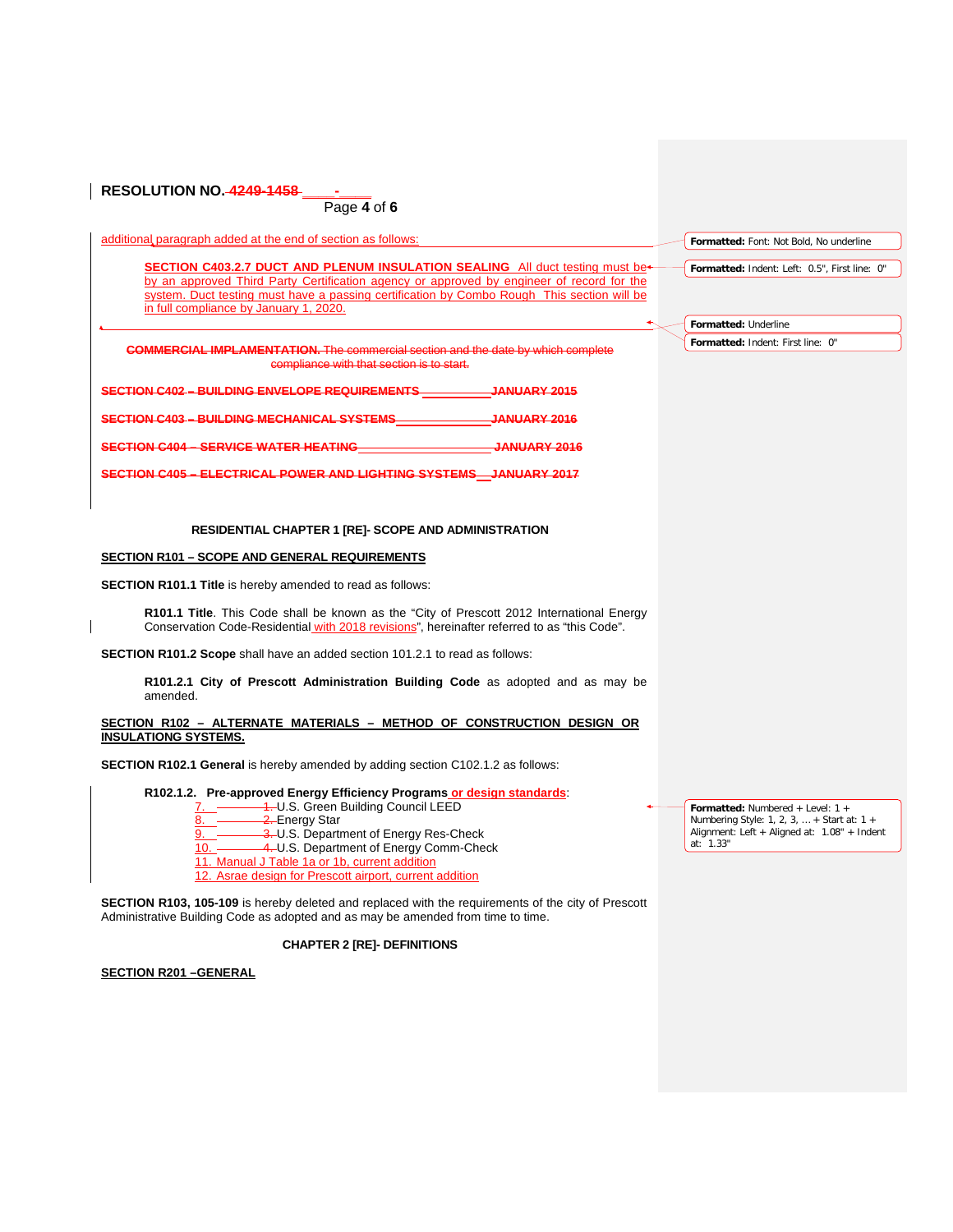additional paragraph added at the end of section as follows:

**SECTION C403.2.7 DUCT AND PLENUM INSULATION SEALING** All duct testing must be by an approved Third Party Certification agency or approved by engineer of record for the system. Duct testing must have a passing certification by Combo Rough This section will be in full compliance by January 1, 2020.

~~**COMMERCIAL IMPLAMENTATION.** The commercial section and the date by which complete compliance with that section is to start.~~

~~**SECTION C402 – BUILDING ENVELOPE REQUIREMENTS \_\_\_\_\_\_\_\_\_\_ JANUARY 2015**~~

~~**SECTION C403 – BUILDING MECHANICAL SYSTEMS \_\_\_\_\_\_\_\_\_\_ JANUARY 2016**~~

~~**SECTION C404 – SERVICE WATER HEATING \_\_\_\_\_\_\_\_\_\_ JANUARY 2016**~~

~~**SECTION C405 – ELECTRICAL POWER AND LIGHTING SYSTEMS \_\_ JANUARY 2017**~~

## RESIDENTIAL CHAPTER 1 [RE]- SCOPE AND ADMINISTRATION

**SECTION R101 – SCOPE AND GENERAL REQUIREMENTS**

**SECTION R101.1 Title** is hereby amended to read as follows:

> **R101.1 Title**. This Code shall be known as the "City of Prescott 2012 International Energy Conservation Code-Residential with 2018 revisions", hereinafter referred to as "this Code".

**SECTION R101.2 Scope** shall have an added section 101.2.1 to read as follows:

> **R101.2.1 City of Prescott Administration Building Code** as adopted and as may be amended.

**SECTION R102 – ALTERNATE MATERIALS – METHOD OF CONSTRUCTION DESIGN OR INSULATIONG SYSTEMS.**

**SECTION R102.1 General** is hereby amended by adding section C102.1.2 as follows:

> **R102.1.2. Pre-approved Energy Efficiency Programs or design standards**:
>
> 7. U.S. Green Building Council LEED
> 8. Energy Star
> 9. U.S. Department of Energy Res-Check
> 10. U.S. Department of Energy Comm-Check
> 11. Manual J Table 1a or 1b, current addition
> 12. Asrae design for Prescott airport, current addition

**SECTION R103, 105-109** is hereby deleted and replaced with the requirements of the city of Prescott Administrative Building Code as adopted and as may be amended from time to time.

## CHAPTER 2 [RE]- DEFINITIONS

**SECTION R201 –GENERAL**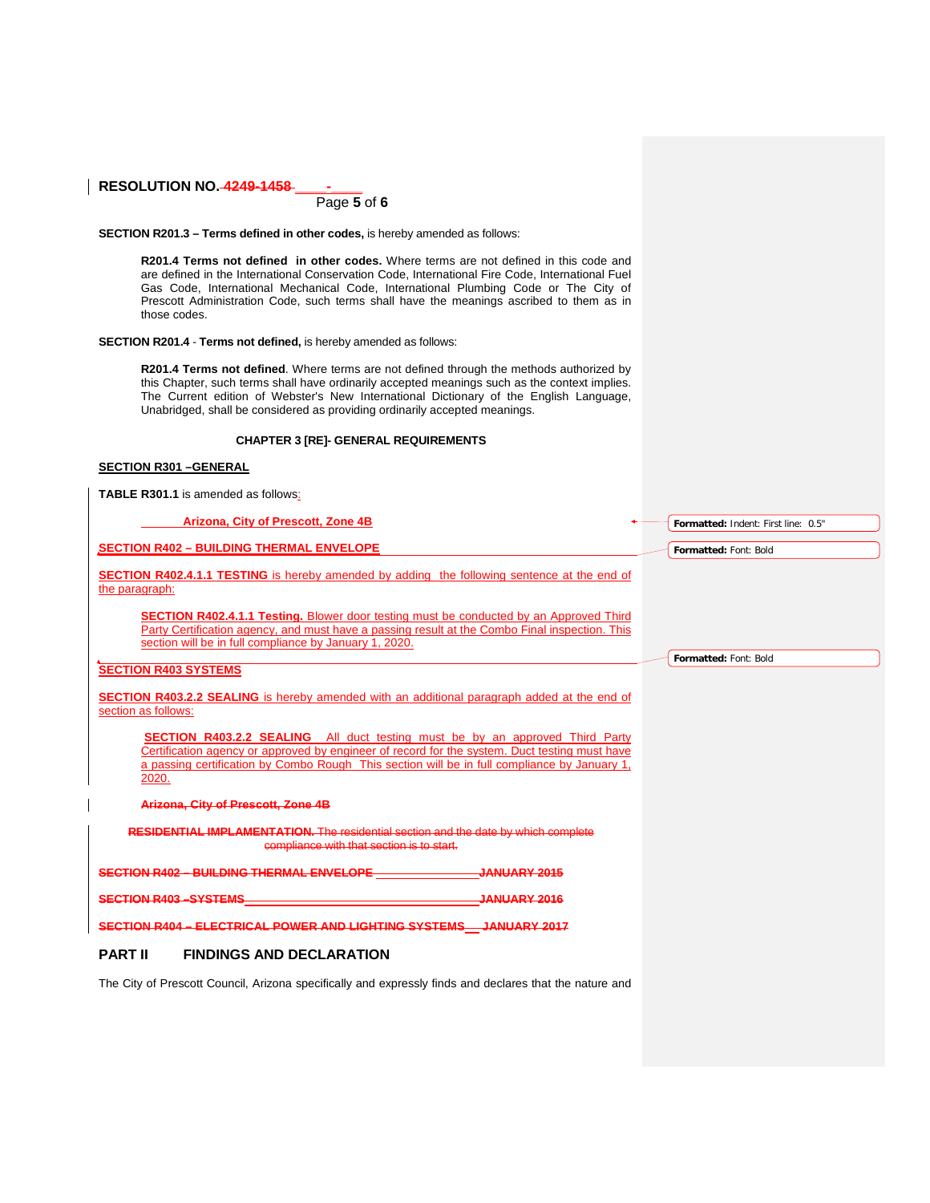**RESOLUTION NO. ~~4249-1458~~ \_\_\_\_-\_\_\_\_**

**SECTION R201.3 – Terms defined in other codes,** is hereby amended as follows:

> **R201.4 Terms not defined in other codes.** Where terms are not defined in this code and are defined in the International Conservation Code, International Fire Code, International Fuel Gas Code, International Mechanical Code, International Plumbing Code or The City of Prescott Administration Code, such terms shall have the meanings ascribed to them as in those codes.

**SECTION R201.4** - **Terms not defined,** is hereby amended as follows:

> **R201.4 Terms not defined**. Where terms are not defined through the methods authorized by this Chapter, such terms shall have ordinarily accepted meanings such as the context implies. The Current edition of Webster's New International Dictionary of the English Language, Unabridged, shall be considered as providing ordinarily accepted meanings.

**CHAPTER 3 [RE]- GENERAL REQUIREMENTS**

**SECTION R301 –GENERAL**

**TABLE R301.1** is amended as follows:

**Arizona, City of Prescott, Zone 4B**

**SECTION R402 – BUILDING THERMAL ENVELOPE**

**SECTION R402.4.1.1 TESTING** is hereby amended by adding the following sentence at the end of the paragraph:

> **SECTION R402.4.1.1 Testing.** Blower door testing must be conducted by an Approved Third Party Certification agency, and must have a passing result at the Combo Final inspection. This section will be in full compliance by January 1, 2020.

**SECTION R403 SYSTEMS**

**SECTION R403.2.2 SEALING** is hereby amended with an additional paragraph added at the end of section as follows:

> **SECTION R403.2.2 SEALING** All duct testing must be by an approved Third Party Certification agency or approved by engineer of record for the system. Duct testing must have a passing certification by Combo Rough This section will be in full compliance by January 1, 2020.

~~**Arizona, City of Prescott, Zone 4B**~~

~~**RESIDENTIAL IMPLAMENTATION.** The residential section and the date by which complete compliance with that section is to start.~~

~~**SECTION R402 – BUILDING THERMAL ENVELOPE \_\_\_\_\_\_\_\_\_\_\_\_\_\_\_\_ JANUARY 2015**~~

~~**SECTION R403 –SYSTEMS\_\_\_\_\_\_\_\_\_\_\_\_\_\_\_\_\_\_\_\_\_\_\_\_\_\_\_\_\_\_\_\_\_\_\_\_\_\_JANUARY 2016**~~

~~**SECTION R404 – ELECTRICAL POWER AND LIGHTING SYSTEMS\_\_\_JANUARY 2017**~~

## PART II FINDINGS AND DECLARATION

The City of Prescott Council, Arizona specifically and expressly finds and declares that the nature and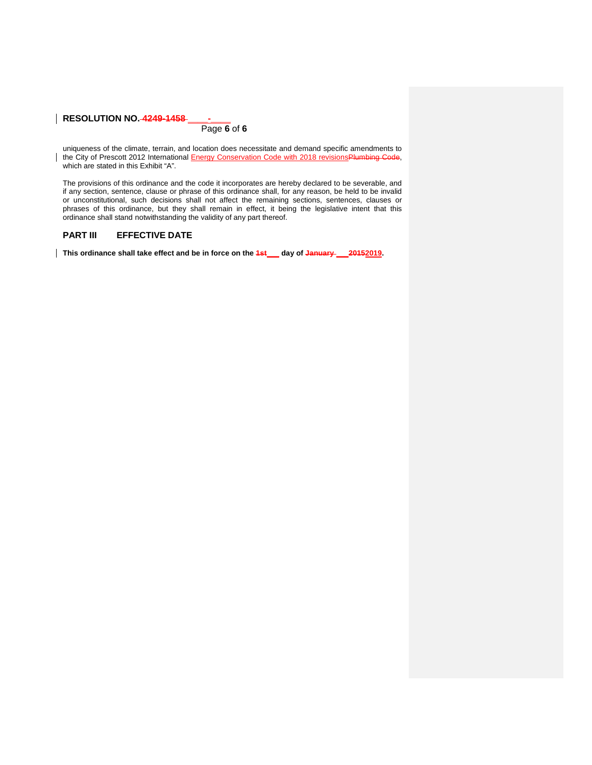uniqueness of the climate, terrain, and location does necessitate and demand specific amendments to the City of Prescott 2012 International Energy Conservation Code with 2018 revisions~~Plumbing Code~~, which are stated in this Exhibit "A".

The provisions of this ordinance and the code it incorporates are hereby declared to be severable, and if any section, sentence, clause or phrase of this ordinance shall, for any reason, be held to be invalid or unconstitutional, such decisions shall not affect the remaining sections, sentences, clauses or phrases of this ordinance, but they shall remain in effect, it being the legislative intent that this ordinance shall stand notwithstanding the validity of any part thereof.

## PART III EFFECTIVE DATE

**This ordinance shall take effect and be in force on the ~~1st~~___ day of ~~January~~ ___ ~~2015~~2019.**